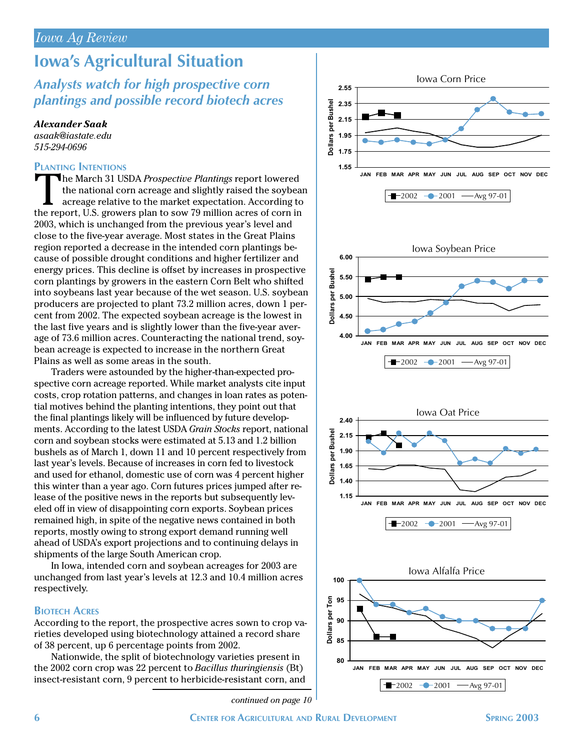# Iowa's Agricultural Situation

## *Analysts watch for high prospective corn plantings and possible record biotech acres*

***Alexander Saak***
*asaak@iastate.edu*
*515-294-0696*

### Planting Intentions

The March 31 USDA *Prospective Plantings* report lowered the national corn acreage and slightly raised the soybean acreage relative to the market expectation. According to the report, U.S. growers plan to sow 79 million acres of corn in 2003, which is unchanged from the previous year's level and close to the five-year average. Most states in the Great Plains region reported a decrease in the intended corn plantings because of possible drought conditions and higher fertilizer and energy prices. This decline is offset by increases in prospective corn plantings by growers in the eastern Corn Belt who shifted into soybeans last year because of the wet season. U.S. soybean producers are projected to plant 73.2 million acres, down 1 percent from 2002. The expected soybean acreage is the lowest in the last five years and is slightly lower than the five-year average of 73.6 million acres. Counteracting the national trend, soybean acreage is expected to increase in the northern Great Plains as well as some areas in the south.

Traders were astounded by the higher-than-expected prospective corn acreage reported. While market analysts cite input costs, crop rotation patterns, and changes in loan rates as potential motives behind the planting intentions, they point out that the final plantings likely will be influenced by future developments. According to the latest USDA *Grain Stocks* report, national corn and soybean stocks were estimated at 5.13 and 1.2 billion bushels as of March 1, down 11 and 10 percent respectively from last year's levels. Because of increases in corn fed to livestock and used for ethanol, domestic use of corn was 4 percent higher this winter than a year ago. Corn futures prices jumped after release of the positive news in the reports but subsequently leveled off in view of disappointing corn exports. Soybean prices remained high, in spite of the negative news contained in both reports, mostly owing to strong export demand running well ahead of USDA's export projections and to continuing delays in shipments of the large South American crop.

In Iowa, intended corn and soybean acreages for 2003 are unchanged from last year's levels at 12.3 and 10.4 million acres respectively.

### Biotech Acres

According to the report, the prospective acres sown to crop varieties developed using biotechnology attained a record share of 38 percent, up 6 percentage points from 2002.

Nationwide, the split of biotechnology varieties present in the 2002 corn crop was 22 percent to *Bacillus thuringiensis* (Bt) insect-resistant corn, 9 percent to herbicide-resistant corn, and

*continued on page 10*

Iowa Corn Price

Iowa Soybean Price

Iowa Oat Price

Iowa Alfalfa Price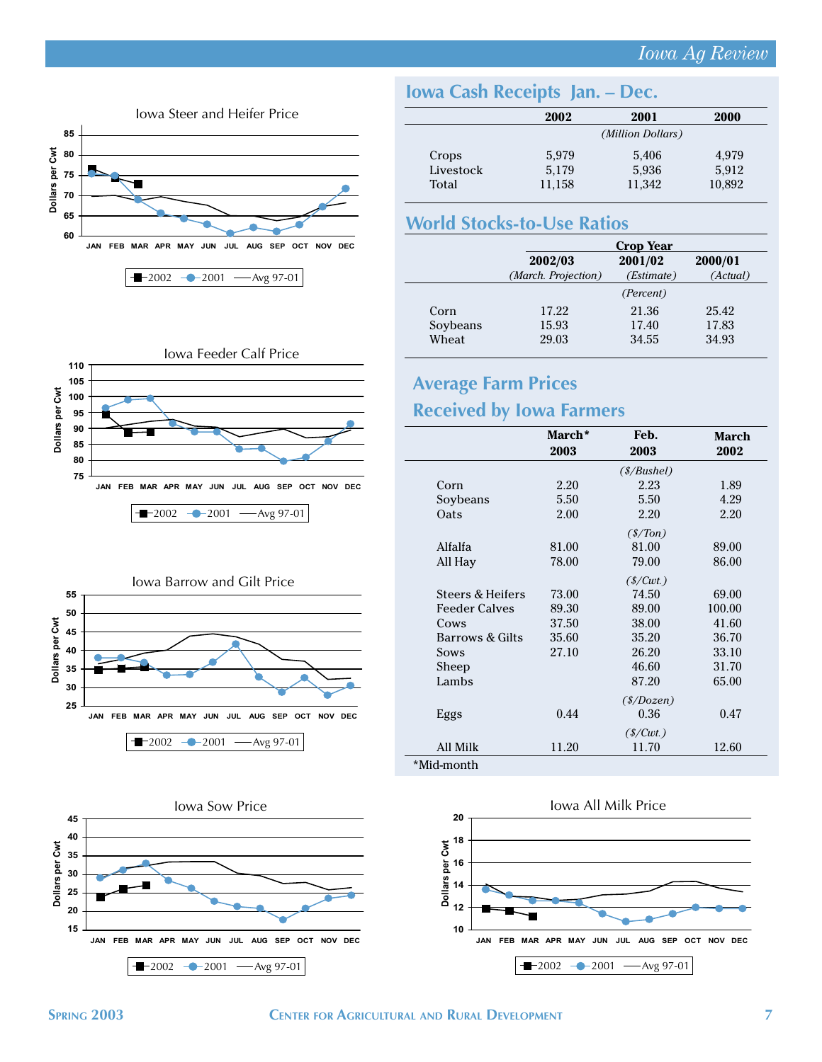## Iowa Steer and Heifer Price

## Iowa Feeder Calf Price

## Iowa Barrow and Gilt Price

## Iowa Sow Price

## Iowa Cash Receipts Jan. – Dec.

| | 2002 | 2001 | 2000 |
|---|---|---|---|
| | | *(Million Dollars)* | |
| Crops | 5,979 | 5,406 | 4,979 |
| Livestock | 5,179 | 5,936 | 5,912 |
| Total | 11,158 | 11,342 | 10,892 |

## World Stocks-to-Use Ratios

| | Crop Year | | |
|---|---|---|---|
| | 2002/03 *(March. Projection)* | 2001/02 *(Estimate)* | 2000/01 *(Actual)* |
| | | *(Percent)* | |
| Corn | 17.22 | 21.36 | 25.42 |
| Soybeans | 15.93 | 17.40 | 17.83 |
| Wheat | 29.03 | 34.55 | 34.93 |

## Average Farm Prices Received by Iowa Farmers

| | March* 2003 | Feb. 2003 | March 2002 |
|---|---|---|---|
| | | *($/Bushel)* | |
| Corn | 2.20 | 2.23 | 1.89 |
| Soybeans | 5.50 | 5.50 | 4.29 |
| Oats | 2.00 | 2.20 | 2.20 |
| | | *($/Ton)* | |
| Alfalfa | 81.00 | 81.00 | 89.00 |
| All Hay | 78.00 | 79.00 | 86.00 |
| | | *($/Cwt.)* | |
| Steers & Heifers | 73.00 | 74.50 | 69.00 |
| Feeder Calves | 89.30 | 89.00 | 100.00 |
| Cows | 37.50 | 38.00 | 41.60 |
| Barrows & Gilts | 35.60 | 35.20 | 36.70 |
| Sows | 27.10 | 26.20 | 33.10 |
| Sheep | | 46.60 | 31.70 |
| Lambs | | 87.20 | 65.00 |
| | | *($/Dozen)* | |
| Eggs | 0.44 | 0.36 | 0.47 |
| | | *($/Cwt.)* | |
| All Milk | 11.20 | 11.70 | 12.60 |

*Mid-month

## Iowa All Milk Price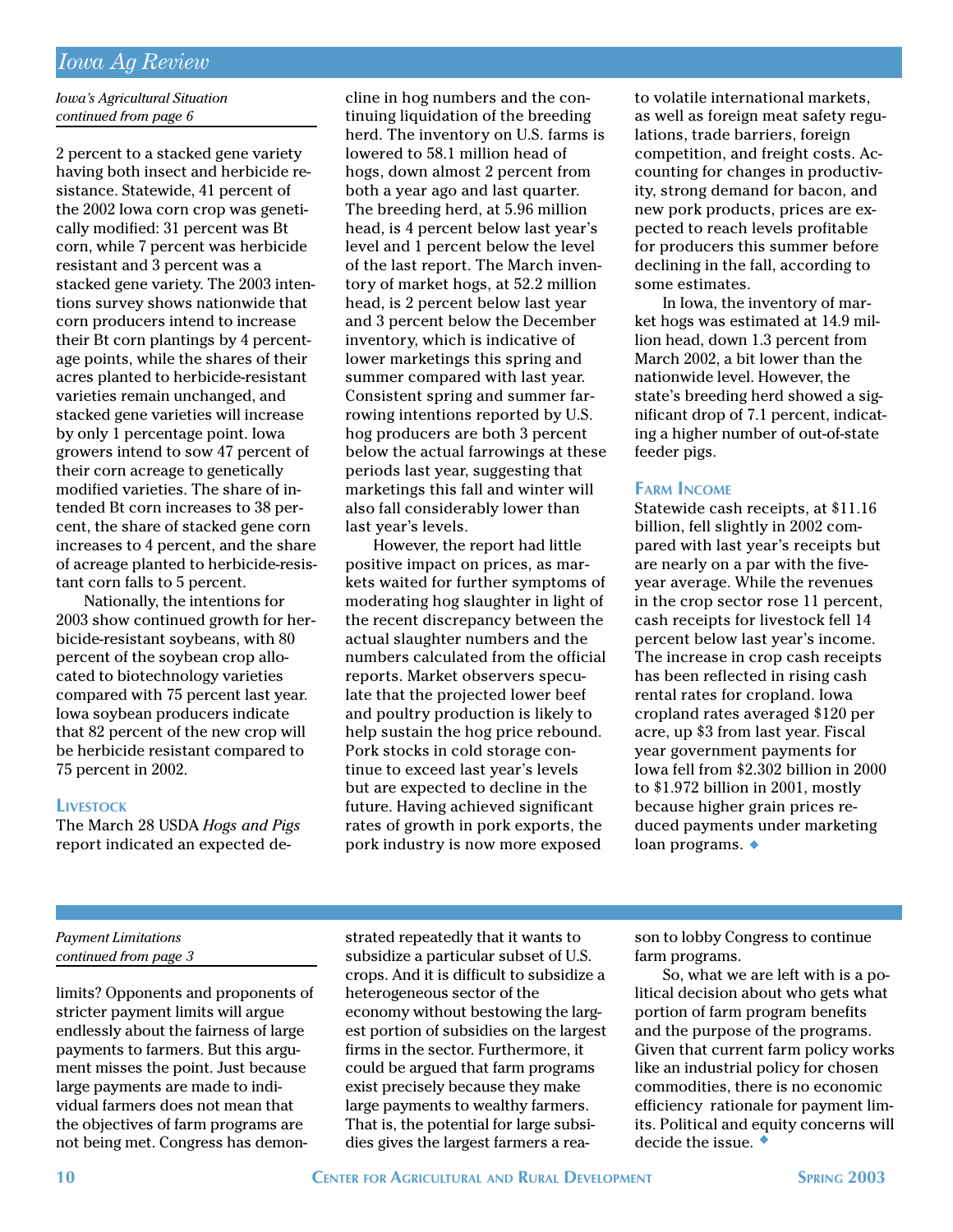*Iowa's Agricultural Situation*
*continued from page 6*

2 percent to a stacked gene variety having both insect and herbicide resistance. Statewide, 41 percent of the 2002 Iowa corn crop was genetically modified: 31 percent was Bt corn, while 7 percent was herbicide resistant and 3 percent was a stacked gene variety. The 2003 intentions survey shows nationwide that corn producers intend to increase their Bt corn plantings by 4 percentage points, while the shares of their acres planted to herbicide-resistant varieties remain unchanged, and stacked gene varieties will increase by only 1 percentage point. Iowa growers intend to sow 47 percent of their corn acreage to genetically modified varieties. The share of intended Bt corn increases to 38 percent, the share of stacked gene corn increases to 4 percent, and the share of acreage planted to herbicide-resistant corn falls to 5 percent.

Nationally, the intentions for 2003 show continued growth for herbicide-resistant soybeans, with 80 percent of the soybean crop allocated to biotechnology varieties compared with 75 percent last year. Iowa soybean producers indicate that 82 percent of the new crop will be herbicide resistant compared to 75 percent in 2002.

### Livestock

The March 28 USDA *Hogs and Pigs* report indicated an expected decline in hog numbers and the continuing liquidation of the breeding herd. The inventory on U.S. farms is lowered to 58.1 million head of hogs, down almost 2 percent from both a year ago and last quarter. The breeding herd, at 5.96 million head, is 4 percent below last year's level and 1 percent below the level of the last report. The March inventory of market hogs, at 52.2 million head, is 2 percent below last year and 3 percent below the December inventory, which is indicative of lower marketings this spring and summer compared with last year. Consistent spring and summer farrowing intentions reported by U.S. hog producers are both 3 percent below the actual farrowings at these periods last year, suggesting that marketings this fall and winter will also fall considerably lower than last year's levels.

However, the report had little positive impact on prices, as markets waited for further symptoms of moderating hog slaughter in light of the recent discrepancy between the actual slaughter numbers and the numbers calculated from the official reports. Market observers speculate that the projected lower beef and poultry production is likely to help sustain the hog price rebound. Pork stocks in cold storage continue to exceed last year's levels but are expected to decline in the future. Having achieved significant rates of growth in pork exports, the pork industry is now more exposed to volatile international markets, as well as foreign meat safety regulations, trade barriers, foreign competition, and freight costs. Accounting for changes in productivity, strong demand for bacon, and new pork products, prices are expected to reach levels profitable for producers this summer before declining in the fall, according to some estimates.

In Iowa, the inventory of market hogs was estimated at 14.9 million head, down 1.3 percent from March 2002, a bit lower than the nationwide level. However, the state's breeding herd showed a significant drop of 7.1 percent, indicating a higher number of out-of-state feeder pigs.

### Farm Income

Statewide cash receipts, at $11.16 billion, fell slightly in 2002 compared with last year's receipts but are nearly on a par with the five-year average. While the revenues in the crop sector rose 11 percent, cash receipts for livestock fell 14 percent below last year's income. The increase in crop cash receipts has been reflected in rising cash rental rates for cropland. Iowa cropland rates averaged $120 per acre, up $3 from last year. Fiscal year government payments for Iowa fell from $2.302 billion in 2000 to $1.972 billion in 2001, mostly because higher grain prices reduced payments under marketing loan programs. ◆

*Payment Limitations*
*continued from page 3*

limits? Opponents and proponents of stricter payment limits will argue endlessly about the fairness of large payments to farmers. But this argument misses the point. Just because large payments are made to individual farmers does not mean that the objectives of farm programs are not being met. Congress has demonstrated repeatedly that it wants to subsidize a particular subset of U.S. crops. And it is difficult to subsidize a heterogeneous sector of the economy without bestowing the largest portion of subsidies on the largest firms in the sector. Furthermore, it could be argued that farm programs exist precisely because they make large payments to wealthy farmers. That is, the potential for large subsidies gives the largest farmers a reason to lobby Congress to continue farm programs.

So, what we are left with is a political decision about who gets what portion of farm program benefits and the purpose of the programs. Given that current farm policy works like an industrial policy for chosen commodities, there is no economic efficiency rationale for payment limits. Political and equity concerns will decide the issue. ◆